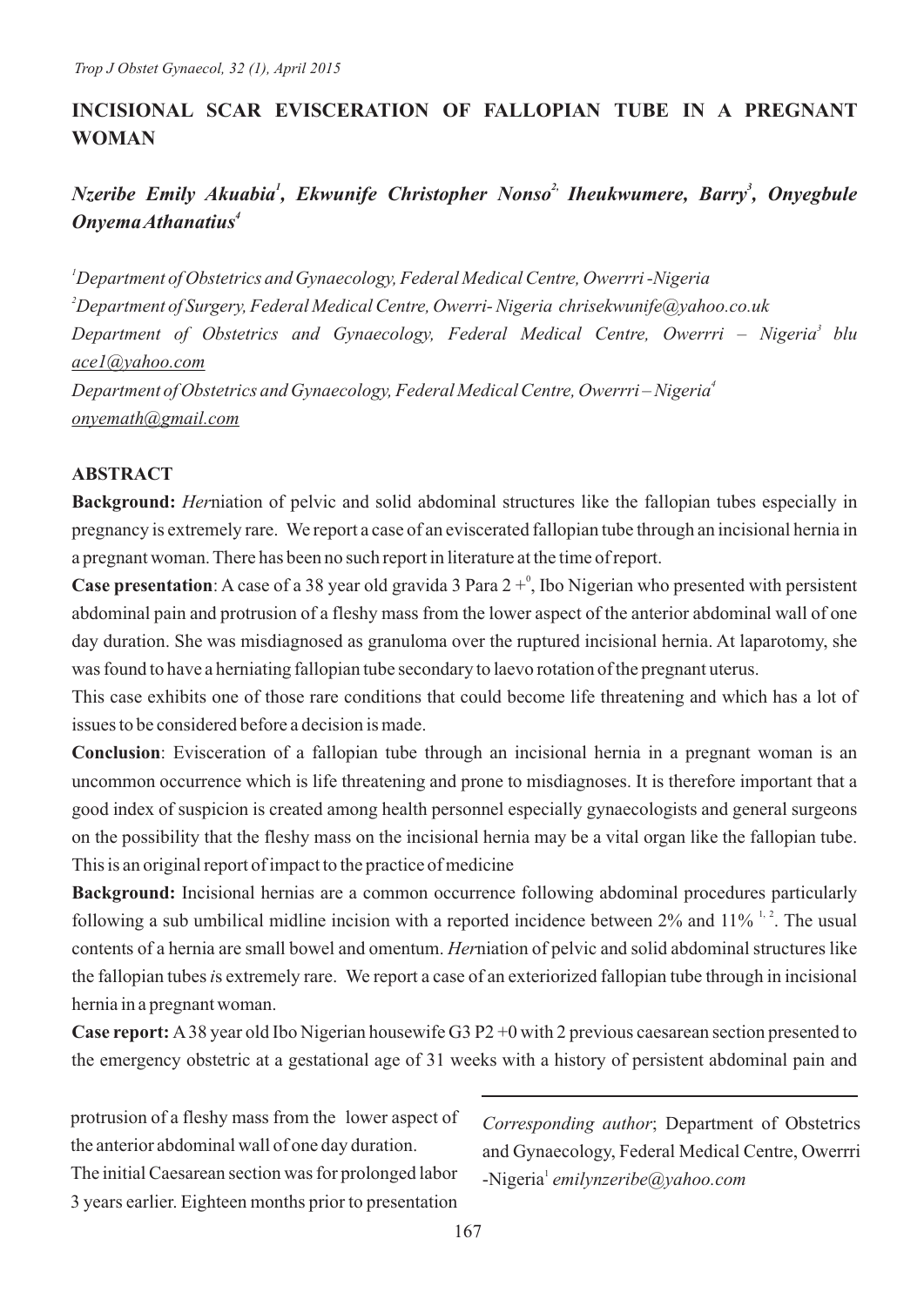# INCISIONAL SCAR EVISCERATION OF FALLOPIAN TUBE IN A PREGNANT WOMAN

***Nzeribe Emily Akuabia[1], Ekwunife Christopher Nonso[2,] Iheukwumere, Barry[3], Onyegbule Onyema Athanatius[4]***

[1]*Department of Obstetrics and Gynaecology, Federal Medical Centre, Owerrri -Nigeria*

[2]*Department of Surgery, Federal Medical Centre, Owerri- Nigeria chrisekwunife@yahoo.co.uk*

*Department of Obstetrics and Gynaecology, Federal Medical Centre, Owerrri – Nigeria[3] blu ace1@yahoo.com*

*Department of Obstetrics and Gynaecology, Federal Medical Centre, Owerrri – Nigeria[4] onyemath@gmail.com*

## ABSTRACT

**Background:** *Her*niation of pelvic and solid abdominal structures like the fallopian tubes especially in pregnancy is extremely rare. We report a case of an eviscerated fallopian tube through an incisional hernia in a pregnant woman. There has been no such report in literature at the time of report.

**Case presentation**: A case of a 38 year old gravida 3 Para 2 +[0], Ibo Nigerian who presented with persistent abdominal pain and protrusion of a fleshy mass from the lower aspect of the anterior abdominal wall of one day duration. She was misdiagnosed as granuloma over the ruptured incisional hernia. At laparotomy, she was found to have a herniating fallopian tube secondary to laevo rotation of the pregnant uterus.

This case exhibits one of those rare conditions that could become life threatening and which has a lot of issues to be considered before a decision is made.

**Conclusion**: Evisceration of a fallopian tube through an incisional hernia in a pregnant woman is an uncommon occurrence which is life threatening and prone to misdiagnoses. It is therefore important that a good index of suspicion is created among health personnel especially gynaecologists and general surgeons on the possibility that the fleshy mass on the incisional hernia may be a vital organ like the fallopian tube. This is an original report of impact to the practice of medicine

**Background:** Incisional hernias are a common occurrence following abdominal procedures particularly following a sub umbilical midline incision with a reported incidence between 2% and 11% [1, 2]. The usual contents of a hernia are small bowel and omentum. *Her*niation of pelvic and solid abdominal structures like the fallopian tubes *i*s extremely rare. We report a case of an exteriorized fallopian tube through in incisional hernia in a pregnant woman.

**Case report:** A 38 year old Ibo Nigerian housewife G3 P2 +0 with 2 previous caesarean section presented to the emergency obstetric at a gestational age of 31 weeks with a history of persistent abdominal pain and protrusion of a fleshy mass from the lower aspect of the anterior abdominal wall of one day duration.

The initial Caesarean section was for prolonged labor 3 years earlier. Eighteen months prior to presentation

*Corresponding author*; Department of Obstetrics and Gynaecology, Federal Medical Centre, Owerrri -Nigeria[1] *emilynzeribe@yahoo.com*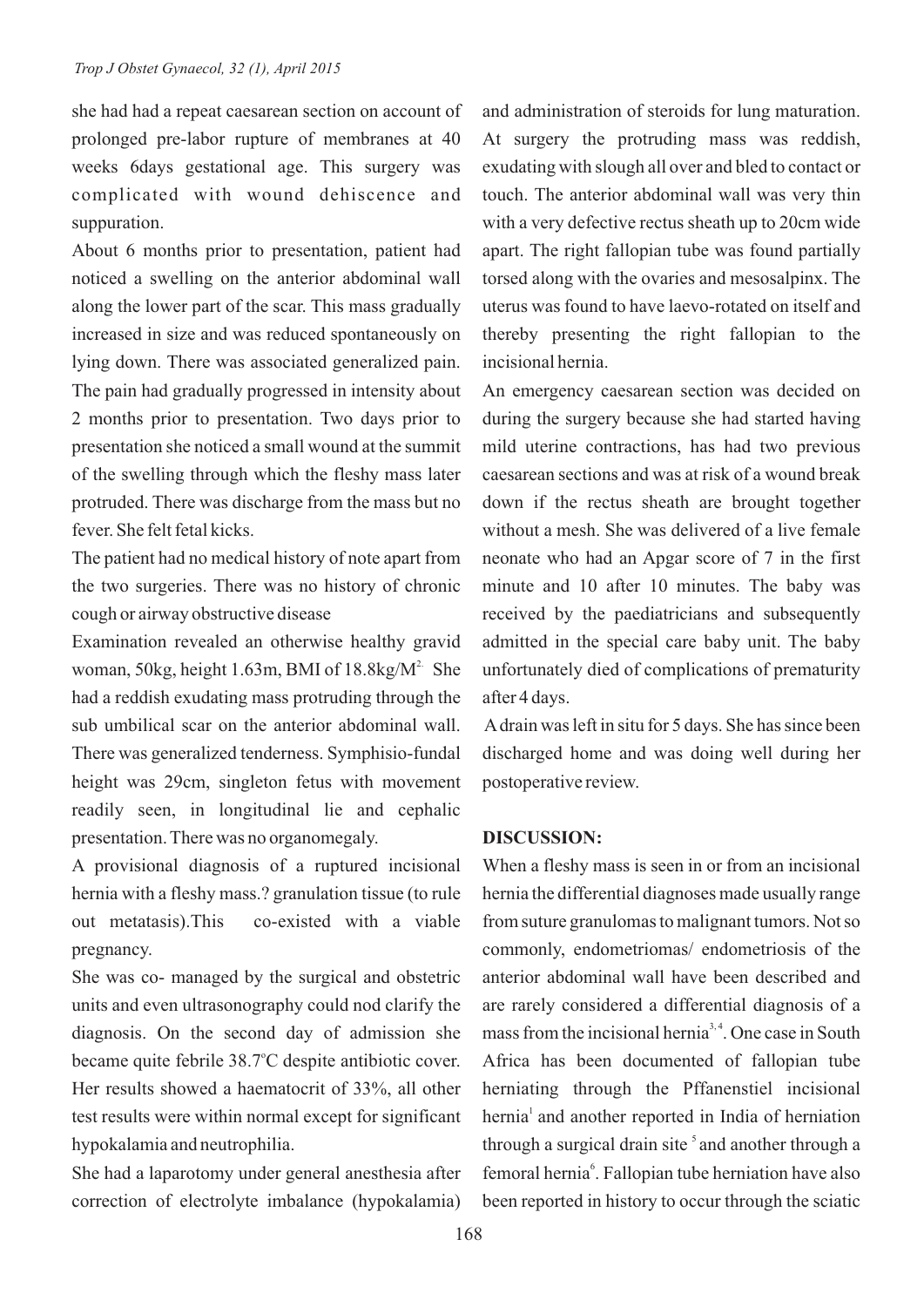she had had a repeat caesarean section on account of prolonged pre-labor rupture of membranes at 40 weeks 6days gestational age. This surgery was complicated with wound dehiscence and suppuration.

About 6 months prior to presentation, patient had noticed a swelling on the anterior abdominal wall along the lower part of the scar. This mass gradually increased in size and was reduced spontaneously on lying down. There was associated generalized pain. The pain had gradually progressed in intensity about 2 months prior to presentation. Two days prior to presentation she noticed a small wound at the summit of the swelling through which the fleshy mass later protruded. There was discharge from the mass but no fever. She felt fetal kicks.

The patient had no medical history of note apart from the two surgeries. There was no history of chronic cough or airway obstructive disease

Examination revealed an otherwise healthy gravid woman, 50kg, height 1.63m, BMI of 18.8kg/M$^{2.}$ She had a reddish exudating mass protruding through the sub umbilical scar on the anterior abdominal wall. There was generalized tenderness. Symphisio-fundal height was 29cm, singleton fetus with movement readily seen, in longitudinal lie and cephalic presentation. There was no organomegaly.

A provisional diagnosis of a ruptured incisional hernia with a fleshy mass.? granulation tissue (to rule out metatasis).This co-existed with a viable pregnancy.

She was co- managed by the surgical and obstetric units and even ultrasonography could nod clarify the diagnosis. On the second day of admission she became quite febrile 38.7°C despite antibiotic cover. Her results showed a haematocrit of 33%, all other test results were within normal except for significant hypokalamia and neutrophilia.

She had a laparotomy under general anesthesia after correction of electrolyte imbalance (hypokalamia) and administration of steroids for lung maturation. At surgery the protruding mass was reddish, exudating with slough all over and bled to contact or touch. The anterior abdominal wall was very thin with a very defective rectus sheath up to 20cm wide apart. The right fallopian tube was found partially torsed along with the ovaries and mesosalpinx. The uterus was found to have laevo-rotated on itself and thereby presenting the right fallopian to the incisional hernia.

An emergency caesarean section was decided on during the surgery because she had started having mild uterine contractions, has had two previous caesarean sections and was at risk of a wound break down if the rectus sheath are brought together without a mesh. She was delivered of a live female neonate who had an Apgar score of 7 in the first minute and 10 after 10 minutes. The baby was received by the paediatricians and subsequently admitted in the special care baby unit. The baby unfortunately died of complications of prematurity after 4 days.

A drain was left in situ for 5 days. She has since been discharged home and was doing well during her postoperative review.

## DISCUSSION:

When a fleshy mass is seen in or from an incisional hernia the differential diagnoses made usually range from suture granulomas to malignant tumors. Not so commonly, endometriomas/ endometriosis of the anterior abdominal wall have been described and are rarely considered a differential diagnosis of a mass from the incisional hernia[3,4]. One case in South Africa has been documented of fallopian tube herniating through the Pffanenstiel incisional hernia[1] and another reported in India of herniation through a surgical drain site [5] and another through a femoral hernia[6]. Fallopian tube herniation have also been reported in history to occur through the sciatic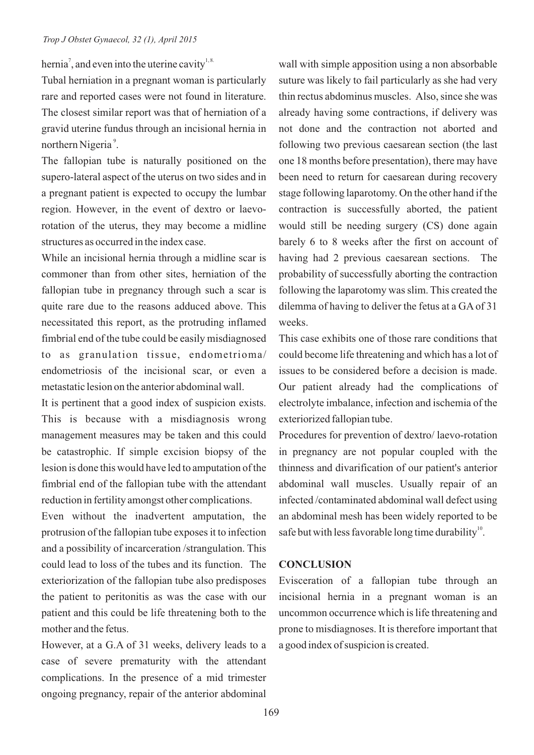hernia[7], and even into the uterine cavity[1,8].

Tubal herniation in a pregnant woman is particularly rare and reported cases were not found in literature. The closest similar report was that of herniation of a gravid uterine fundus through an incisional hernia in northern Nigeria[9].

The fallopian tube is naturally positioned on the supero-lateral aspect of the uterus on two sides and in a pregnant patient is expected to occupy the lumbar region. However, in the event of dextro or laevo-rotation of the uterus, they may become a midline structures as occurred in the index case.

While an incisional hernia through a midline scar is commoner than from other sites, herniation of the fallopian tube in pregnancy through such a scar is quite rare due to the reasons adduced above. This necessitated this report, as the protruding inflamed fimbrial end of the tube could be easily misdiagnosed to as granulation tissue, endometrioma/ endometriosis of the incisional scar, or even a metastatic lesion on the anterior abdominal wall.

It is pertinent that a good index of suspicion exists. This is because with a misdiagnosis wrong management measures may be taken and this could be catastrophic. If simple excision biopsy of the lesion is done this would have led to amputation of the fimbrial end of the fallopian tube with the attendant reduction in fertility amongst other complications.

Even without the inadvertent amputation, the protrusion of the fallopian tube exposes it to infection and a possibility of incarceration /strangulation. This could lead to loss of the tubes and its function. The exteriorization of the fallopian tube also predisposes the patient to peritonitis as was the case with our patient and this could be life threatening both to the mother and the fetus.

However, at a G.A of 31 weeks, delivery leads to a case of severe prematurity with the attendant complications. In the presence of a mid trimester ongoing pregnancy, repair of the anterior abdominal wall with simple apposition using a non absorbable suture was likely to fail particularly as she had very thin rectus abdominus muscles. Also, since she was already having some contractions, if delivery was not done and the contraction not aborted and following two previous caesarean section (the last one 18 months before presentation), there may have been need to return for caesarean during recovery stage following laparotomy. On the other hand if the contraction is successfully aborted, the patient would still be needing surgery (CS) done again barely 6 to 8 weeks after the first on account of having had 2 previous caesarean sections. The probability of successfully aborting the contraction following the laparotomy was slim. This created the dilemma of having to deliver the fetus at a GA of 31 weeks.

This case exhibits one of those rare conditions that could become life threatening and which has a lot of issues to be considered before a decision is made. Our patient already had the complications of electrolyte imbalance, infection and ischemia of the exteriorized fallopian tube.

Procedures for prevention of dextro/ laevo-rotation in pregnancy are not popular coupled with the thinness and divarification of our patient's anterior abdominal wall muscles. Usually repair of an infected /contaminated abdominal wall defect using an abdominal mesh has been widely reported to be safe but with less favorable long time durability[10].

## CONCLUSION

Evisceration of a fallopian tube through an incisional hernia in a pregnant woman is an uncommon occurrence which is life threatening and prone to misdiagnoses. It is therefore important that a good index of suspicion is created.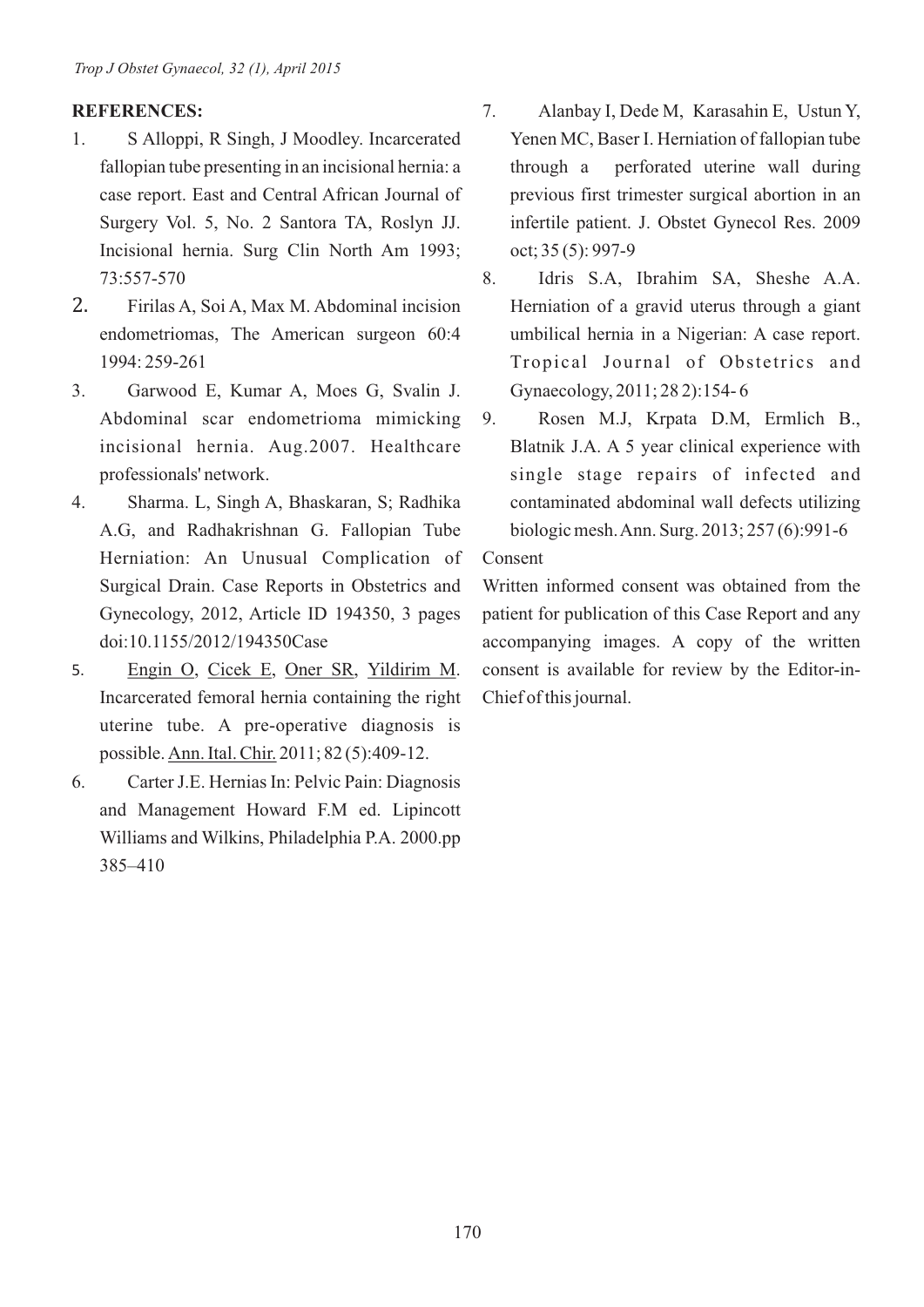**REFERENCES:**

1. S Alloppi, R Singh, J Moodley. Incarcerated fallopian tube presenting in an incisional hernia: a case report. East and Central African Journal of Surgery Vol. 5, No. 2 Santora TA, Roslyn JJ. Incisional hernia. Surg Clin North Am 1993; 73:557-570
2. Firilas A, Soi A, Max M. Abdominal incision endometriomas, The American surgeon 60:4 1994: 259-261
3. Garwood E, Kumar A, Moes G, Svalin J. Abdominal scar endometrioma mimicking incisional hernia. Aug.2007. Healthcare professionals' network.
4. Sharma. L, Singh A, Bhaskaran, S; Radhika A.G, and Radhakrishnan G. Fallopian Tube Herniation: An Unusual Complication of Surgical Drain. Case Reports in Obstetrics and Gynecology, 2012, Article ID 194350, 3 pages doi:10.1155/2012/194350Case
5. Engin O, Cicek E, Oner SR, Yildirim M. Incarcerated femoral hernia containing the right uterine tube. A pre-operative diagnosis is possible. Ann. Ital. Chir. 2011; 82 (5):409-12.
6. Carter J.E. Hernias In: Pelvic Pain: Diagnosis and Management Howard F.M ed. Lipincott Williams and Wilkins, Philadelphia P.A. 2000.pp 385–410
7. Alanbay I, Dede M, Karasahin E, Ustun Y, Yenen MC, Baser I. Herniation of fallopian tube through a perforated uterine wall during previous first trimester surgical abortion in an infertile patient. J. Obstet Gynecol Res. 2009 oct; 35 (5): 997-9
8. Idris S.A, Ibrahim SA, Sheshe A.A. Herniation of a gravid uterus through a giant umbilical hernia in a Nigerian: A case report. Tropical Journal of Obstetrics and Gynaecology, 2011; 28 2):154- 6
9. Rosen M.J, Krpata D.M, Ermlich B., Blatnik J.A. A 5 year clinical experience with single stage repairs of infected and contaminated abdominal wall defects utilizing biologic mesh. Ann. Surg. 2013; 257 (6):991-6

Consent

Written informed consent was obtained from the patient for publication of this Case Report and any accompanying images. A copy of the written consent is available for review by the Editor-in-Chief of this journal.